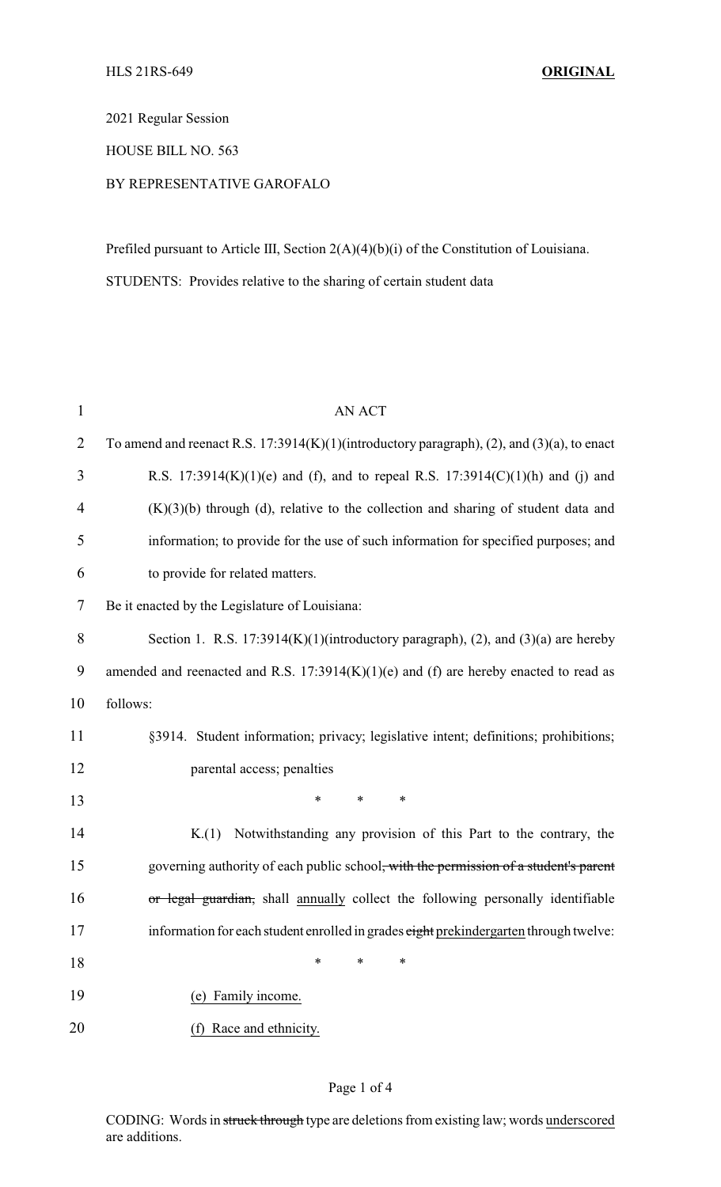HLS 21RS-649 **ORIGINAL**

2021 Regular Session

HOUSE BILL NO. 563

BY REPRESENTATIVE GAROFALO

Prefiled pursuant to Article III, Section 2(A)(4)(b)(i) of the Constitution of Louisiana.

STUDENTS: Provides relative to the sharing of certain student data

AN ACT

To amend and reenact R.S. 17:3914(K)(1)(introductory paragraph), (2), and (3)(a), to enact R.S. 17:3914(K)(1)(e) and (f), and to repeal R.S. 17:3914(C)(1)(h) and (j) and (K)(3)(b) through (d), relative to the collection and sharing of student data and information; to provide for the use of such information for specified purposes; and to provide for related matters.

Be it enacted by the Legislature of Louisiana:

Section 1. R.S. 17:3914(K)(1)(introductory paragraph), (2), and (3)(a) are hereby amended and reenacted and R.S. 17:3914(K)(1)(e) and (f) are hereby enacted to read as follows:

§3914. Student information; privacy; legislative intent; definitions; prohibitions; parental access; penalties

\* \* \*

K.(1) Notwithstanding any provision of this Part to the contrary, the governing authority of each public school~~, with the permission of a student's parent or legal guardian,~~ shall <u>annually</u> collect the following personally identifiable information for each student enrolled in grades ~~eight~~ <u>prekindergarten</u> through twelve:

\* \* \*

<u>(e) Family income.</u>

<u>(f) Race and ethnicity.</u>

CODING: Words in ~~struck through~~ type are deletions from existing law; words <u>underscored</u> are additions.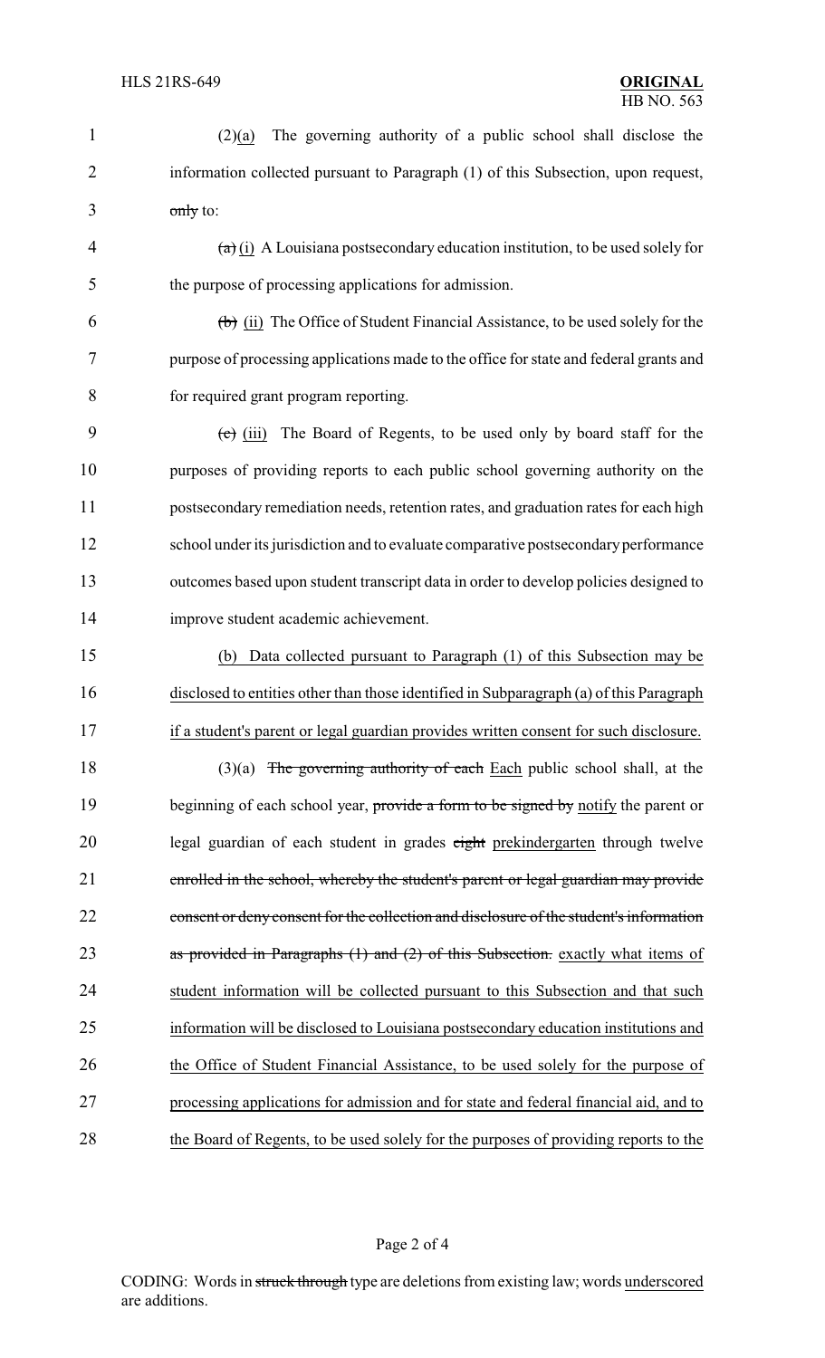(2)(a) The governing authority of a public school shall disclose the information collected pursuant to Paragraph (1) of this Subsection, upon request, ~~only~~ to:

~~(a)~~ (i) A Louisiana postsecondary education institution, to be used solely for the purpose of processing applications for admission.

~~(b)~~ (ii) The Office of Student Financial Assistance, to be used solely for the purpose of processing applications made to the office for state and federal grants and for required grant program reporting.

~~(c)~~ (iii) The Board of Regents, to be used only by board staff for the purposes of providing reports to each public school governing authority on the postsecondary remediation needs, retention rates, and graduation rates for each high school under its jurisdiction and to evaluate comparative postsecondary performance outcomes based upon student transcript data in order to develop policies designed to improve student academic achievement.

(b) Data collected pursuant to Paragraph (1) of this Subsection may be disclosed to entities other than those identified in Subparagraph (a) of this Paragraph if a student's parent or legal guardian provides written consent for such disclosure.

(3)(a) ~~The governing authority of each~~ Each public school shall, at the beginning of each school year, ~~provide a form to be signed by~~ notify the parent or legal guardian of each student in grades ~~eight~~ prekindergarten through twelve ~~enrolled in the school, whereby the student's parent or legal guardian may provide consent or deny consent for the collection and disclosure of the student's information as provided in Paragraphs (1) and (2) of this Subsection.~~ exactly what items of student information will be collected pursuant to this Subsection and that such information will be disclosed to Louisiana postsecondary education institutions and the Office of Student Financial Assistance, to be used solely for the purpose of processing applications for admission and for state and federal financial aid, and to the Board of Regents, to be used solely for the purposes of providing reports to the

CODING: Words in ~~struck through~~ type are deletions from existing law; words underscored are additions.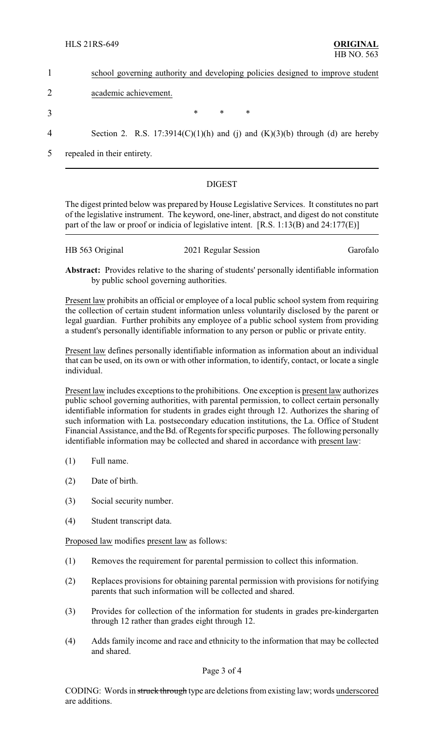1 school governing authority and developing policies designed to improve student

2 academic achievement.

3 \* \* \*

4 Section 2. R.S. 17:3914(C)(1)(h) and (j) and (K)(3)(b) through (d) are hereby

5 repealed in their entirety.

## DIGEST

The digest printed below was prepared by House Legislative Services. It constitutes no part of the legislative instrument. The keyword, one-liner, abstract, and digest do not constitute part of the law or proof or indicia of legislative intent. [R.S. 1:13(B) and 24:177(E)]

HB 563 Original — 2021 Regular Session — Garofalo

**Abstract:** Provides relative to the sharing of students' personally identifiable information by public school governing authorities.

Present law prohibits an official or employee of a local public school system from requiring the collection of certain student information unless voluntarily disclosed by the parent or legal guardian. Further prohibits any employee of a public school system from providing a student's personally identifiable information to any person or public or private entity.

Present law defines personally identifiable information as information about an individual that can be used, on its own or with other information, to identify, contact, or locate a single individual.

Present law includes exceptions to the prohibitions. One exception is present law authorizes public school governing authorities, with parental permission, to collect certain personally identifiable information for students in grades eight through 12. Authorizes the sharing of such information with La. postsecondary education institutions, the La. Office of Student Financial Assistance, and the Bd. of Regents for specific purposes. The following personally identifiable information may be collected and shared in accordance with present law:

(1) Full name.

(2) Date of birth.

(3) Social security number.

(4) Student transcript data.

Proposed law modifies present law as follows:

(1) Removes the requirement for parental permission to collect this information.

(2) Replaces provisions for obtaining parental permission with provisions for notifying parents that such information will be collected and shared.

(3) Provides for collection of the information for students in grades pre-kindergarten through 12 rather than grades eight through 12.

(4) Adds family income and race and ethnicity to the information that may be collected and shared.

CODING: Words in ~~struck through~~ type are deletions from existing law; words underscored are additions.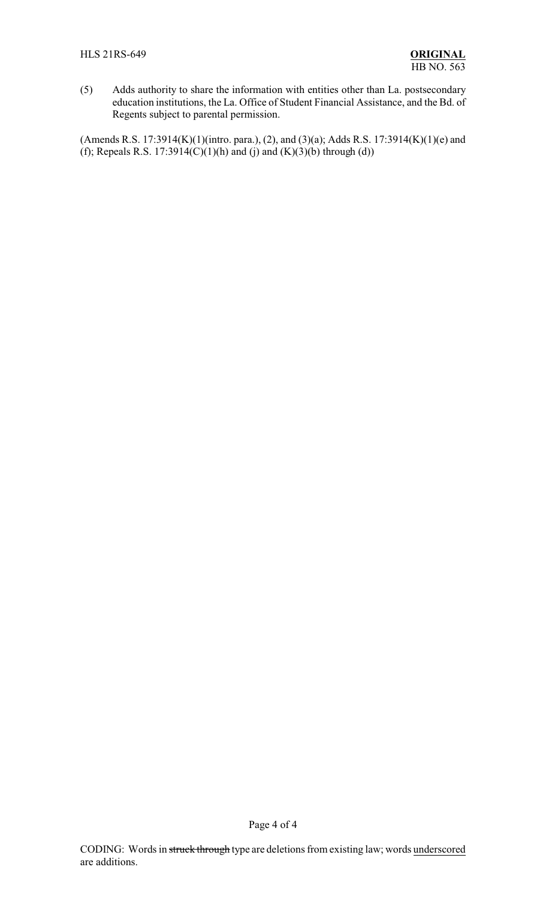(5) Adds authority to share the information with entities other than La. postsecondary education institutions, the La. Office of Student Financial Assistance, and the Bd. of Regents subject to parental permission.

(Amends R.S. 17:3914(K)(1)(intro. para.), (2), and (3)(a); Adds R.S. 17:3914(K)(1)(e) and (f); Repeals R.S. 17:3914(C)(1)(h) and (j) and (K)(3)(b) through (d))

CODING: Words in ~~struck through~~ type are deletions from existing law; words <u>underscored</u> are additions.